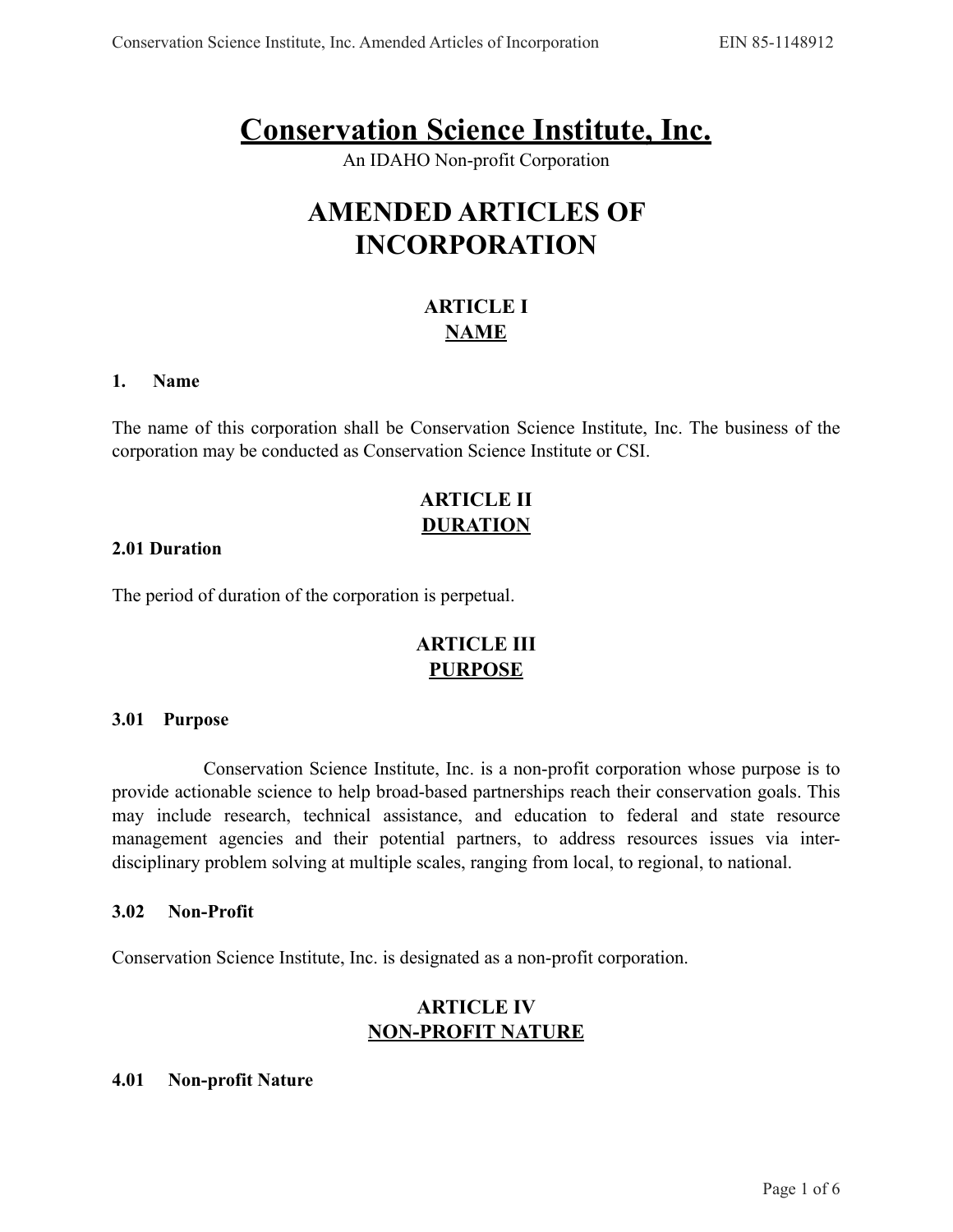# Conservation Science Institute, Inc.

An IDAHO Non-profit Corporation

# AMENDED ARTICLES OF INCORPORATION

## ARTICLE I
## NAME

### 1. Name

The name of this corporation shall be Conservation Science Institute, Inc. The business of the corporation may be conducted as Conservation Science Institute or CSI.

## ARTICLE II
## DURATION

### 2.01 Duration

The period of duration of the corporation is perpetual.

## ARTICLE III
## PURPOSE

### 3.01 Purpose

Conservation Science Institute, Inc. is a non-profit corporation whose purpose is to provide actionable science to help broad-based partnerships reach their conservation goals. This may include research, technical assistance, and education to federal and state resource management agencies and their potential partners, to address resources issues via inter-disciplinary problem solving at multiple scales, ranging from local, to regional, to national.

### 3.02 Non-Profit

Conservation Science Institute, Inc. is designated as a non-profit corporation.

## ARTICLE IV
## NON-PROFIT NATURE

### 4.01 Non-profit Nature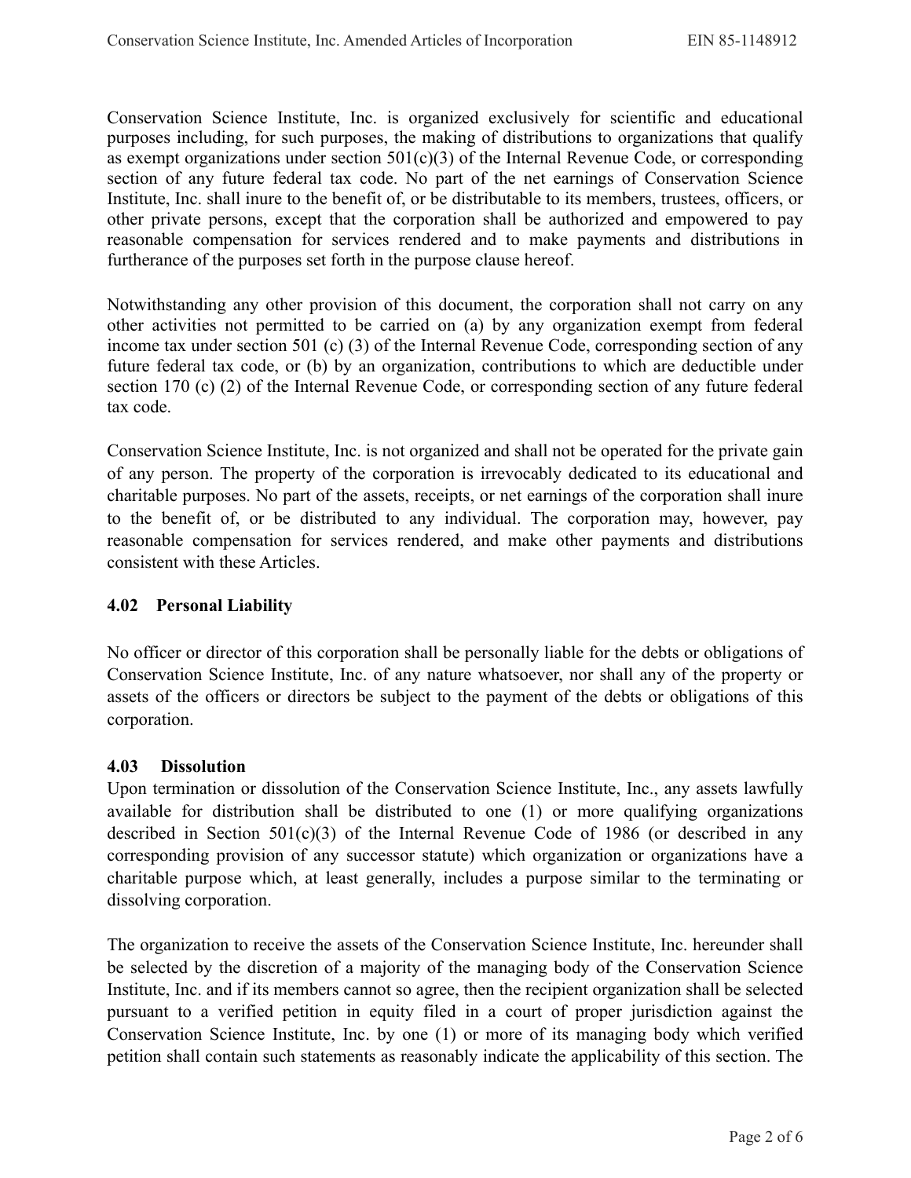Conservation Science Institute, Inc. is organized exclusively for scientific and educational purposes including, for such purposes, the making of distributions to organizations that qualify as exempt organizations under section 501(c)(3) of the Internal Revenue Code, or corresponding section of any future federal tax code. No part of the net earnings of Conservation Science Institute, Inc. shall inure to the benefit of, or be distributable to its members, trustees, officers, or other private persons, except that the corporation shall be authorized and empowered to pay reasonable compensation for services rendered and to make payments and distributions in furtherance of the purposes set forth in the purpose clause hereof.

Notwithstanding any other provision of this document, the corporation shall not carry on any other activities not permitted to be carried on (a) by any organization exempt from federal income tax under section 501 (c) (3) of the Internal Revenue Code, corresponding section of any future federal tax code, or (b) by an organization, contributions to which are deductible under section 170 (c) (2) of the Internal Revenue Code, or corresponding section of any future federal tax code.

Conservation Science Institute, Inc. is not organized and shall not be operated for the private gain of any person. The property of the corporation is irrevocably dedicated to its educational and charitable purposes. No part of the assets, receipts, or net earnings of the corporation shall inure to the benefit of, or be distributed to any individual. The corporation may, however, pay reasonable compensation for services rendered, and make other payments and distributions consistent with these Articles.

**4.02 Personal Liability**

No officer or director of this corporation shall be personally liable for the debts or obligations of Conservation Science Institute, Inc. of any nature whatsoever, nor shall any of the property or assets of the officers or directors be subject to the payment of the debts or obligations of this corporation.

**4.03 Dissolution**

Upon termination or dissolution of the Conservation Science Institute, Inc., any assets lawfully available for distribution shall be distributed to one (1) or more qualifying organizations described in Section 501(c)(3) of the Internal Revenue Code of 1986 (or described in any corresponding provision of any successor statute) which organization or organizations have a charitable purpose which, at least generally, includes a purpose similar to the terminating or dissolving corporation.

The organization to receive the assets of the Conservation Science Institute, Inc. hereunder shall be selected by the discretion of a majority of the managing body of the Conservation Science Institute, Inc. and if its members cannot so agree, then the recipient organization shall be selected pursuant to a verified petition in equity filed in a court of proper jurisdiction against the Conservation Science Institute, Inc. by one (1) or more of its managing body which verified petition shall contain such statements as reasonably indicate the applicability of this section. The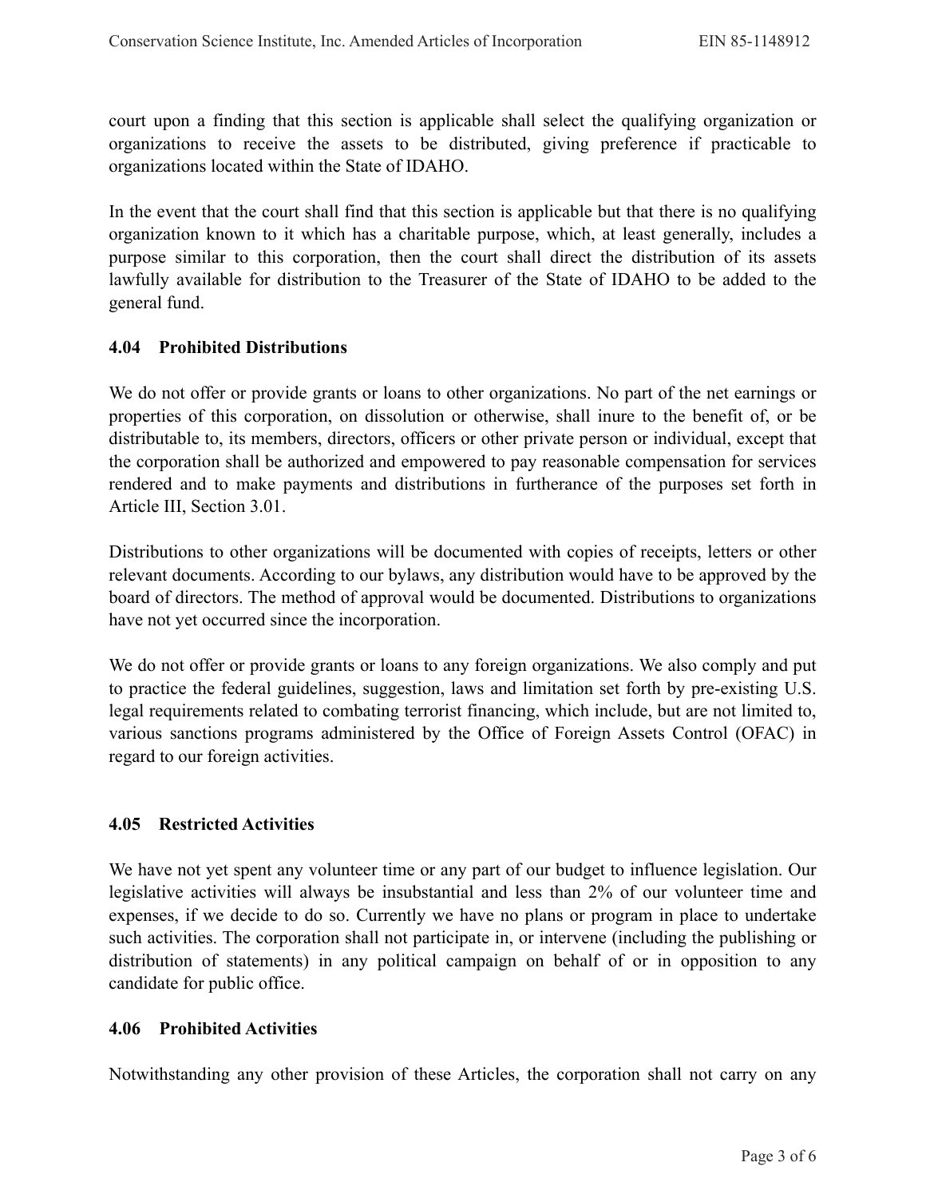court upon a finding that this section is applicable shall select the qualifying organization or organizations to receive the assets to be distributed, giving preference if practicable to organizations located within the State of IDAHO.

In the event that the court shall find that this section is applicable but that there is no qualifying organization known to it which has a charitable purpose, which, at least generally, includes a purpose similar to this corporation, then the court shall direct the distribution of its assets lawfully available for distribution to the Treasurer of the State of IDAHO to be added to the general fund.

**4.04 Prohibited Distributions**

We do not offer or provide grants or loans to other organizations. No part of the net earnings or properties of this corporation, on dissolution or otherwise, shall inure to the benefit of, or be distributable to, its members, directors, officers or other private person or individual, except that the corporation shall be authorized and empowered to pay reasonable compensation for services rendered and to make payments and distributions in furtherance of the purposes set forth in Article III, Section 3.01.

Distributions to other organizations will be documented with copies of receipts, letters or other relevant documents. According to our bylaws, any distribution would have to be approved by the board of directors. The method of approval would be documented. Distributions to organizations have not yet occurred since the incorporation.

We do not offer or provide grants or loans to any foreign organizations. We also comply and put to practice the federal guidelines, suggestion, laws and limitation set forth by pre-existing U.S. legal requirements related to combating terrorist financing, which include, but are not limited to, various sanctions programs administered by the Office of Foreign Assets Control (OFAC) in regard to our foreign activities.

**4.05 Restricted Activities**

We have not yet spent any volunteer time or any part of our budget to influence legislation. Our legislative activities will always be insubstantial and less than 2% of our volunteer time and expenses, if we decide to do so. Currently we have no plans or program in place to undertake such activities. The corporation shall not participate in, or intervene (including the publishing or distribution of statements) in any political campaign on behalf of or in opposition to any candidate for public office.

**4.06 Prohibited Activities**

Notwithstanding any other provision of these Articles, the corporation shall not carry on any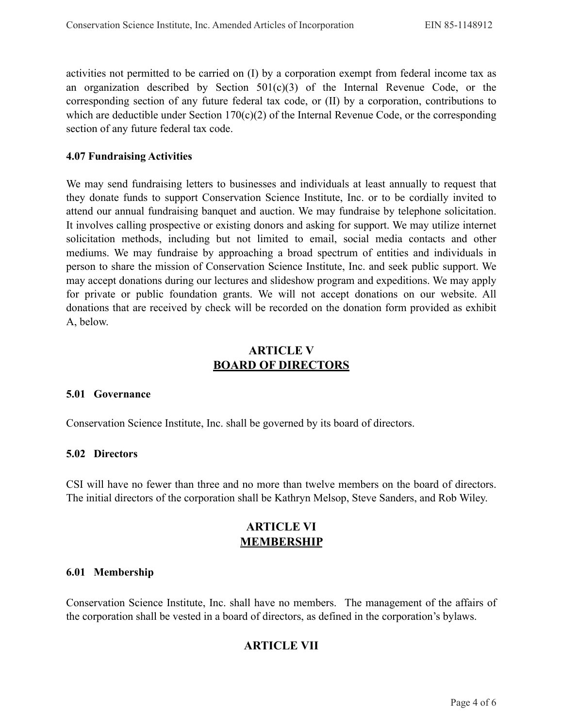activities not permitted to be carried on (I) by a corporation exempt from federal income tax as an organization described by Section 501(c)(3) of the Internal Revenue Code, or the corresponding section of any future federal tax code, or (II) by a corporation, contributions to which are deductible under Section 170(c)(2) of the Internal Revenue Code, or the corresponding section of any future federal tax code.

### 4.07 Fundraising Activities

We may send fundraising letters to businesses and individuals at least annually to request that they donate funds to support Conservation Science Institute, Inc. or to be cordially invited to attend our annual fundraising banquet and auction. We may fundraise by telephone solicitation. It involves calling prospective or existing donors and asking for support. We may utilize internet solicitation methods, including but not limited to email, social media contacts and other mediums. We may fundraise by approaching a broad spectrum of entities and individuals in person to share the mission of Conservation Science Institute, Inc. and seek public support. We may accept donations during our lectures and slideshow program and expeditions. We may apply for private or public foundation grants. We will not accept donations on our website. All donations that are received by check will be recorded on the donation form provided as exhibit A, below.

## ARTICLE V
## BOARD OF DIRECTORS

### 5.01 Governance

Conservation Science Institute, Inc. shall be governed by its board of directors.

### 5.02 Directors

CSI will have no fewer than three and no more than twelve members on the board of directors. The initial directors of the corporation shall be Kathryn Melsop, Steve Sanders, and Rob Wiley.

## ARTICLE VI
## MEMBERSHIP

### 6.01 Membership

Conservation Science Institute, Inc. shall have no members. The management of the affairs of the corporation shall be vested in a board of directors, as defined in the corporation's bylaws.

## ARTICLE VII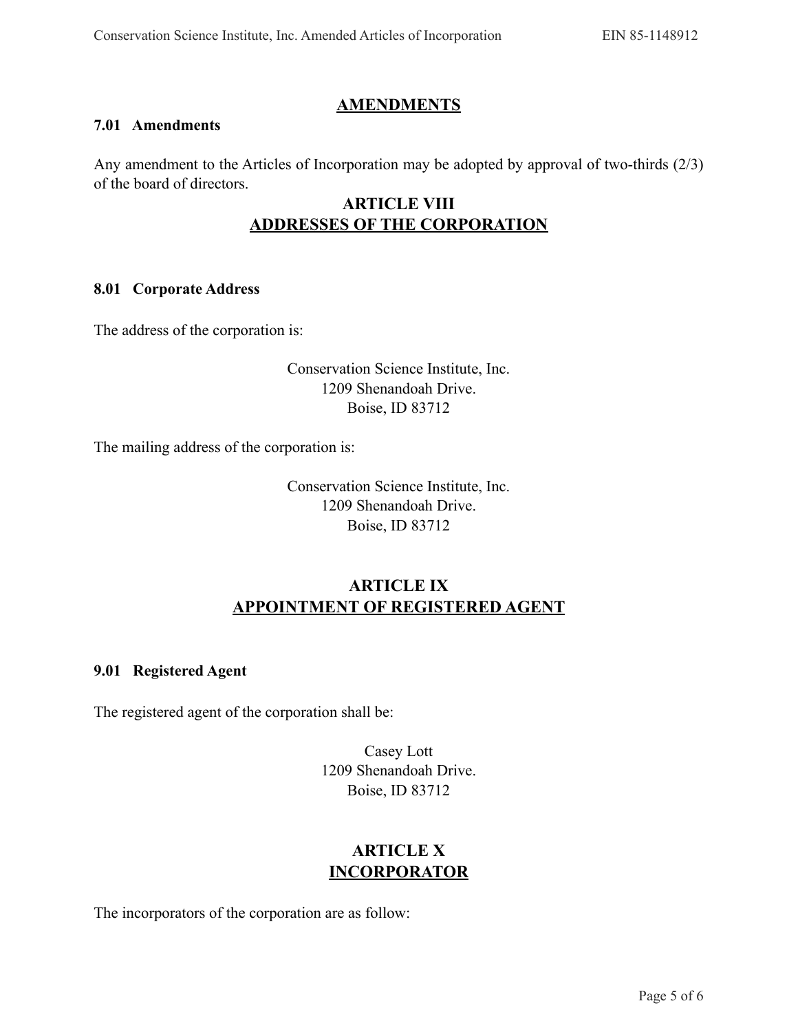## AMENDMENTS

### 7.01 Amendments

Any amendment to the Articles of Incorporation may be adopted by approval of two-thirds (2/3) of the board of directors.

## ARTICLE VIII
## ADDRESSES OF THE CORPORATION

### 8.01 Corporate Address

The address of the corporation is:

Conservation Science Institute, Inc.
1209 Shenandoah Drive.
Boise, ID 83712

The mailing address of the corporation is:

Conservation Science Institute, Inc.
1209 Shenandoah Drive.
Boise, ID 83712

## ARTICLE IX
## APPOINTMENT OF REGISTERED AGENT

### 9.01 Registered Agent

The registered agent of the corporation shall be:

Casey Lott
1209 Shenandoah Drive.
Boise, ID 83712

## ARTICLE X
## INCORPORATOR

The incorporators of the corporation are as follow: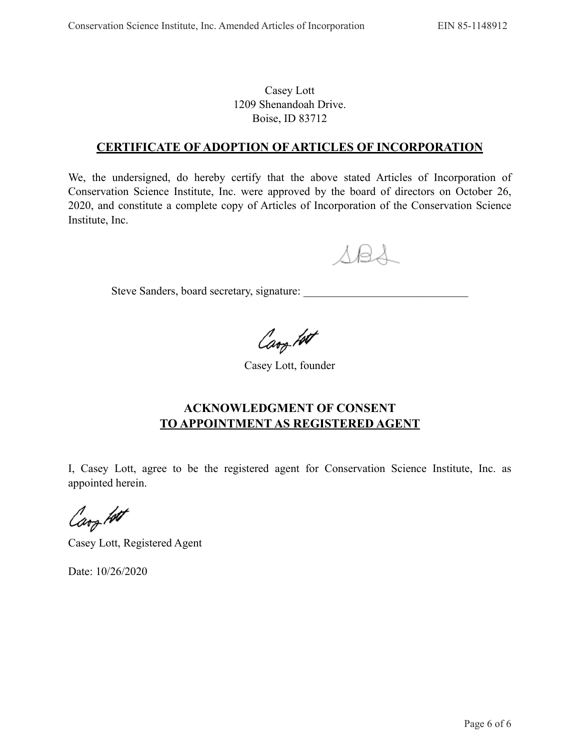Casey Lott
1209 Shenandoah Drive.
Boise, ID 83712

## CERTIFICATE OF ADOPTION OF ARTICLES OF INCORPORATION

We, the undersigned, do hereby certify that the above stated Articles of Incorporation of Conservation Science Institute, Inc. were approved by the board of directors on October 26, 2020, and constitute a complete copy of Articles of Incorporation of the Conservation Science Institute, Inc.

Steve Sanders, board secretary, signature: ______________________________

Casey Lott, founder

## ACKNOWLEDGMENT OF CONSENT TO APPOINTMENT AS REGISTERED AGENT

I, Casey Lott, agree to be the registered agent for Conservation Science Institute, Inc. as appointed herein.

Casey Lott, Registered Agent

Date: 10/26/2020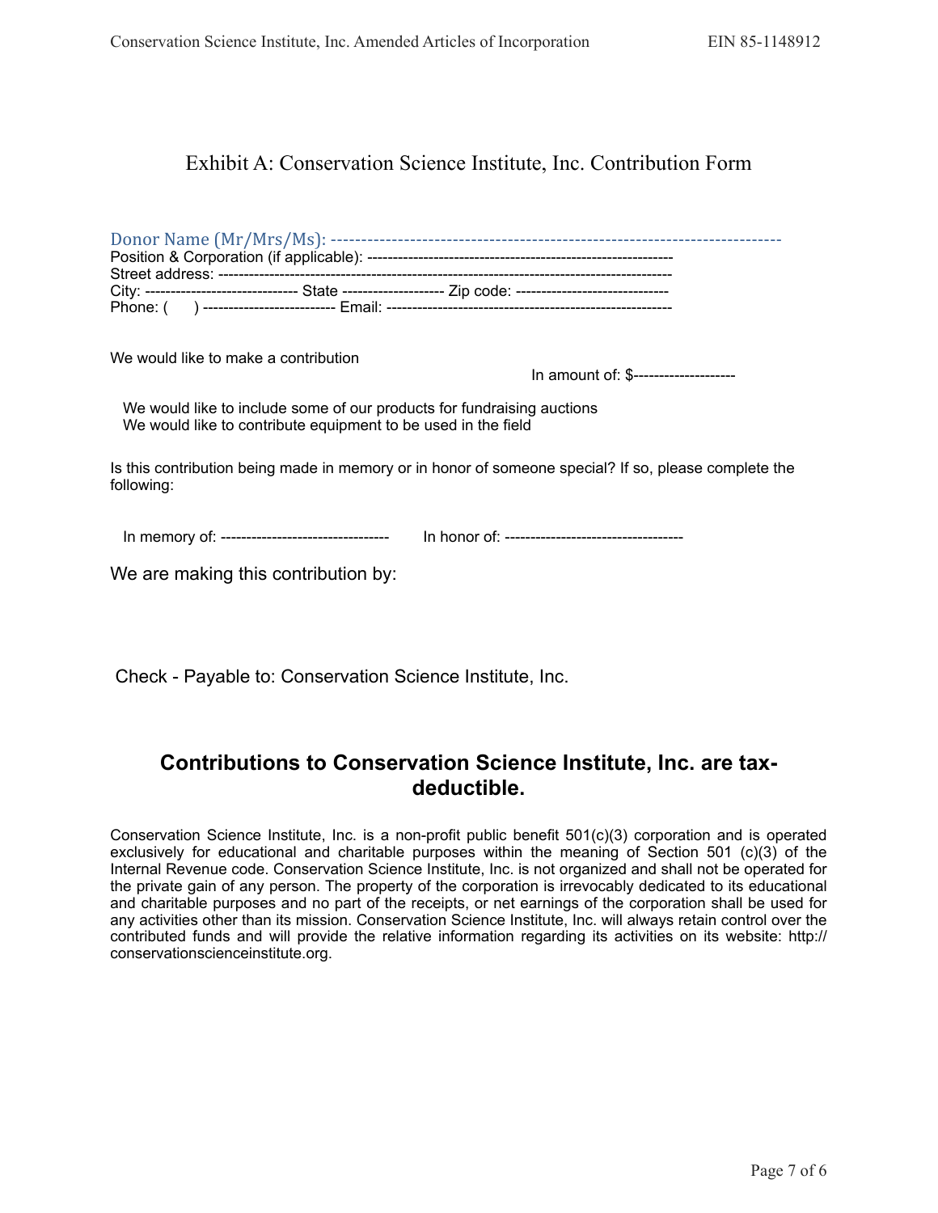# Exhibit A: Conservation Science Institute, Inc. Contribution Form

Donor Name (Mr/Mrs/Ms): -----------------------------------------------------------------------

Position & Corporation (if applicable): ------------------------------------------------------------

Street address: -----------------------------------------------------------------------------------------

City: ------------------------------ State -------------------- Zip code: ------------------------------

Phone: (      ) ------------------------- Email: -------------------------------------------------------

We would like to make a contribution

In amount of: $--------------------

We would like to include some of our products for fundraising auctions

We would like to contribute equipment to be used in the field

Is this contribution being made in memory or in honor of someone special? If so, please complete the following:

In memory of: ---------------------------------     In honor of: ----------------------------------

We are making this contribution by:

Check - Payable to: Conservation Science Institute, Inc.

## Contributions to Conservation Science Institute, Inc. are tax-deductible.

Conservation Science Institute, Inc. is a non-profit public benefit 501(c)(3) corporation and is operated exclusively for educational and charitable purposes within the meaning of Section 501 (c)(3) of the Internal Revenue code. Conservation Science Institute, Inc. is not organized and shall not be operated for the private gain of any person. The property of the corporation is irrevocably dedicated to its educational and charitable purposes and no part of the receipts, or net earnings of the corporation shall be used for any activities other than its mission. Conservation Science Institute, Inc. will always retain control over the contributed funds and will provide the relative information regarding its activities on its website: http://conservationscienceinstitute.org.